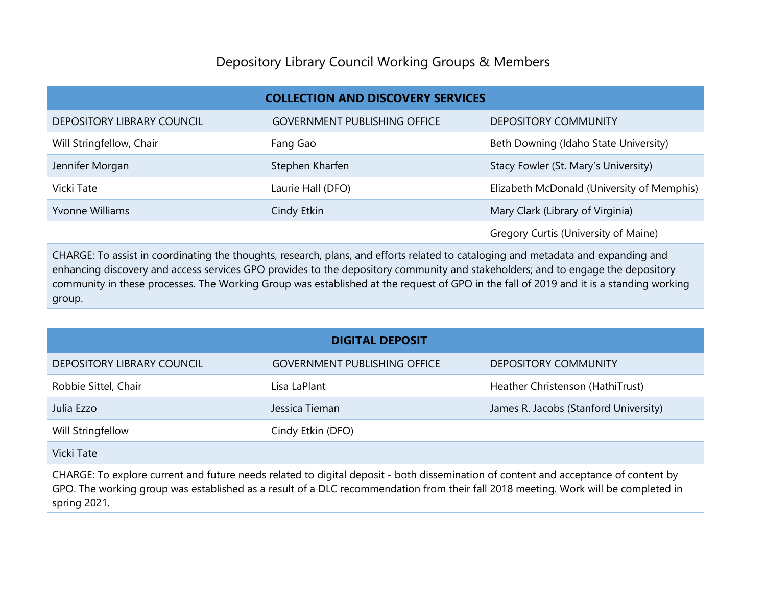# Depository Library Council Working Groups & Members

| COLLECTION AND DISCOVERY SERVICES | | |
|---|---|---|
| DEPOSITORY LIBRARY COUNCIL | GOVERNMENT PUBLISHING OFFICE | DEPOSITORY COMMUNITY |
| Will Stringfellow, Chair | Fang Gao | Beth Downing (Idaho State University) |
| Jennifer Morgan | Stephen Kharfen | Stacy Fowler (St. Mary's University) |
| Vicki Tate | Laurie Hall (DFO) | Elizabeth McDonald (University of Memphis) |
| Yvonne Williams | Cindy Etkin | Mary Clark (Library of Virginia) |
| | | Gregory Curtis (University of Maine) |
| CHARGE: To assist in coordinating the thoughts, research, plans, and efforts related to cataloging and metadata and expanding and enhancing discovery and access services GPO provides to the depository community and stakeholders; and to engage the depository community in these processes. The Working Group was established at the request of GPO in the fall of 2019 and it is a standing working group. | | |

| DIGITAL DEPOSIT | | |
|---|---|---|
| DEPOSITORY LIBRARY COUNCIL | GOVERNMENT PUBLISHING OFFICE | DEPOSITORY COMMUNITY |
| Robbie Sittel, Chair | Lisa LaPlant | Heather Christenson (HathiTrust) |
| Julia Ezzo | Jessica Tieman | James R. Jacobs (Stanford University) |
| Will Stringfellow | Cindy Etkin (DFO) | |
| Vicki Tate | | |
| CHARGE: To explore current and future needs related to digital deposit - both dissemination of content and acceptance of content by GPO. The working group was established as a result of a DLC recommendation from their fall 2018 meeting. Work will be completed in spring 2021. | | |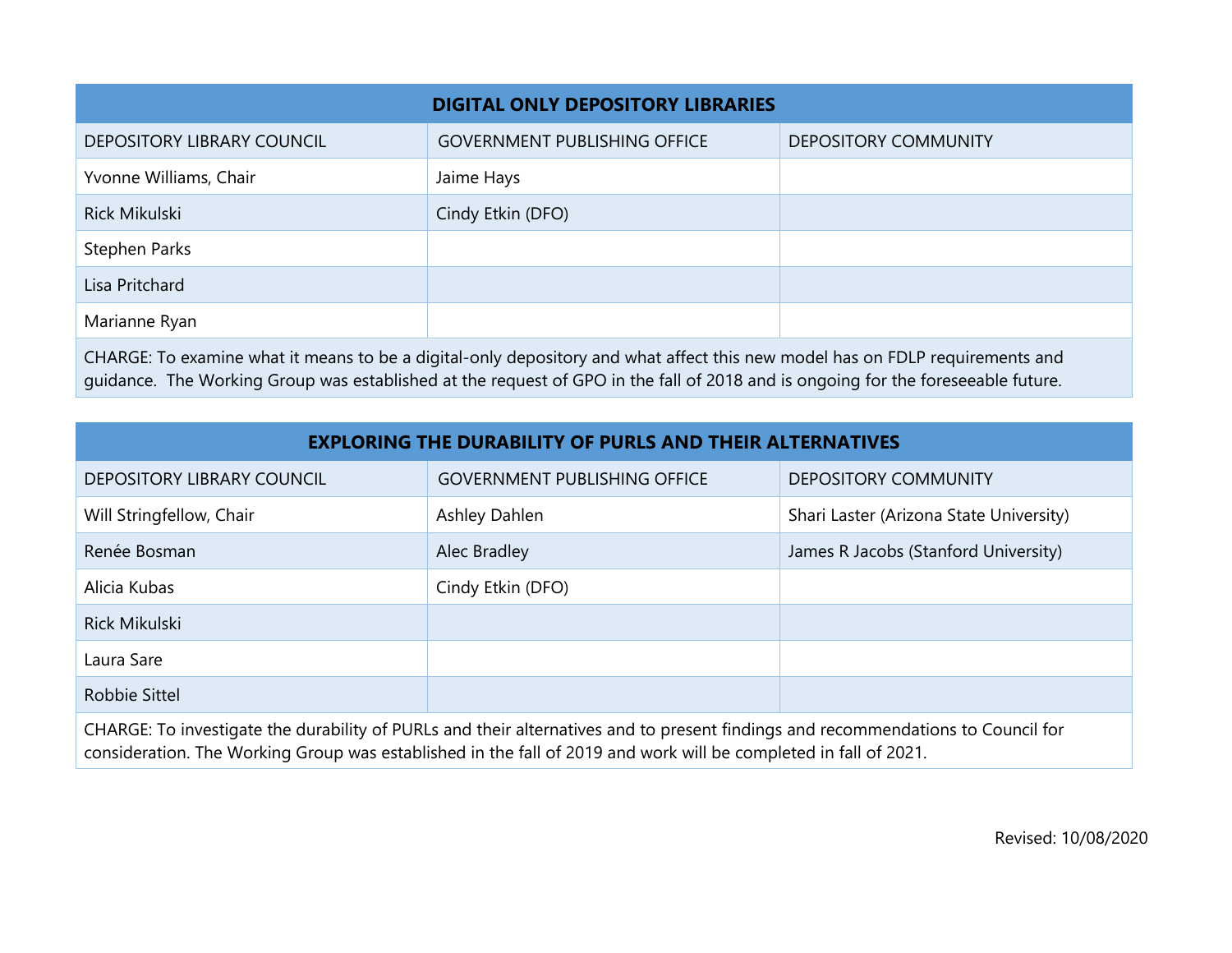| DIGITAL ONLY DEPOSITORY LIBRARIES | | |
|---|---|---|
| DEPOSITORY LIBRARY COUNCIL | GOVERNMENT PUBLISHING OFFICE | DEPOSITORY COMMUNITY |
| Yvonne Williams, Chair | Jaime Hays | |
| Rick Mikulski | Cindy Etkin (DFO) | |
| Stephen Parks | | |
| Lisa Pritchard | | |
| Marianne Ryan | | |
| CHARGE: To examine what it means to be a digital-only depository and what affect this new model has on FDLP requirements and guidance. The Working Group was established at the request of GPO in the fall of 2018 and is ongoing for the foreseeable future. | | |

| EXPLORING THE DURABILITY OF PURLS AND THEIR ALTERNATIVES | | |
|---|---|---|
| DEPOSITORY LIBRARY COUNCIL | GOVERNMENT PUBLISHING OFFICE | DEPOSITORY COMMUNITY |
| Will Stringfellow, Chair | Ashley Dahlen | Shari Laster (Arizona State University) |
| Renée Bosman | Alec Bradley | James R Jacobs (Stanford University) |
| Alicia Kubas | Cindy Etkin (DFO) | |
| Rick Mikulski | | |
| Laura Sare | | |
| Robbie Sittel | | |
| CHARGE: To investigate the durability of PURLs and their alternatives and to present findings and recommendations to Council for consideration. The Working Group was established in the fall of 2019 and work will be completed in fall of 2021. | | |

Revised: 10/08/2020